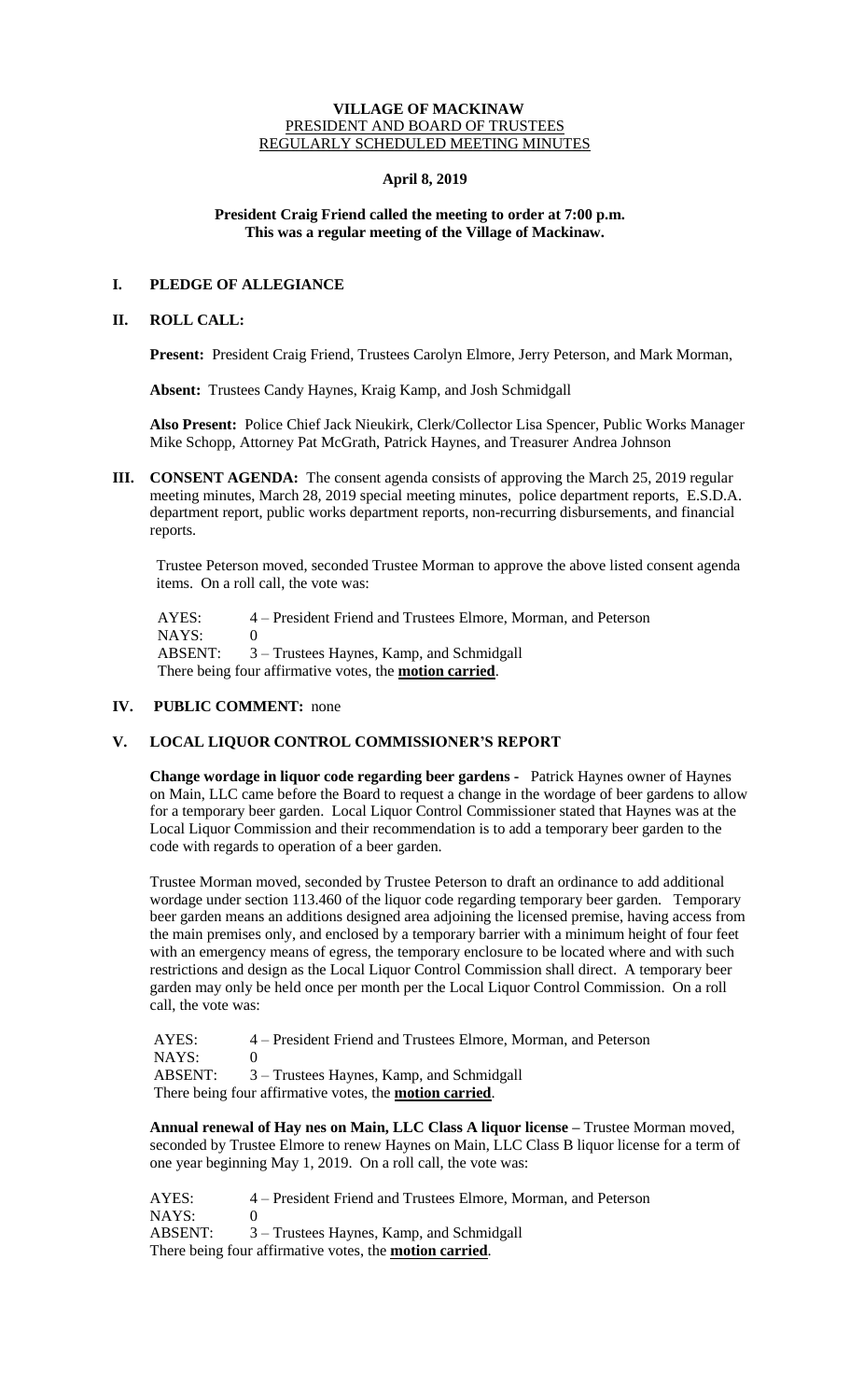**VILLAGE OF MACKINAW**
PRESIDENT AND BOARD OF TRUSTEES
REGULARLY SCHEDULED MEETING MINUTES

**April 8, 2019**

**President Craig Friend called the meeting to order at 7:00 p.m.**
**This was a regular meeting of the Village of Mackinaw.**

## I. PLEDGE OF ALLEGIANCE

## II. ROLL CALL:

**Present:** President Craig Friend, Trustees Carolyn Elmore, Jerry Peterson, and Mark Morman,

**Absent:** Trustees Candy Haynes, Kraig Kamp, and Josh Schmidgall

**Also Present:** Police Chief Jack Nieukirk, Clerk/Collector Lisa Spencer, Public Works Manager Mike Schopp, Attorney Pat McGrath, Patrick Haynes, and Treasurer Andrea Johnson

**III. CONSENT AGENDA:** The consent agenda consists of approving the March 25, 2019 regular meeting minutes, March 28, 2019 special meeting minutes, police department reports, E.S.D.A. department report, public works department reports, non-recurring disbursements, and financial reports.

Trustee Peterson moved, seconded Trustee Morman to approve the above listed consent agenda items. On a roll call, the vote was:

AYES: 4 – President Friend and Trustees Elmore, Morman, and Peterson
NAYS: 0
ABSENT: 3 – Trustees Haynes, Kamp, and Schmidgall
There being four affirmative votes, the **motion carried**.

**IV. PUBLIC COMMENT:** none

## V. LOCAL LIQUOR CONTROL COMMISSIONER'S REPORT

**Change wordage in liquor code regarding beer gardens -** Patrick Haynes owner of Haynes on Main, LLC came before the Board to request a change in the wordage of beer gardens to allow for a temporary beer garden. Local Liquor Control Commissioner stated that Haynes was at the Local Liquor Commission and their recommendation is to add a temporary beer garden to the code with regards to operation of a beer garden.

Trustee Morman moved, seconded by Trustee Peterson to draft an ordinance to add additional wordage under section 113.460 of the liquor code regarding temporary beer garden. Temporary beer garden means an additions designed area adjoining the licensed premise, having access from the main premises only, and enclosed by a temporary barrier with a minimum height of four feet with an emergency means of egress, the temporary enclosure to be located where and with such restrictions and design as the Local Liquor Control Commission shall direct. A temporary beer garden may only be held once per month per the Local Liquor Control Commission. On a roll call, the vote was:

AYES: 4 – President Friend and Trustees Elmore, Morman, and Peterson
NAYS: 0
ABSENT: 3 – Trustees Haynes, Kamp, and Schmidgall
There being four affirmative votes, the **motion carried**.

**Annual renewal of Hay nes on Main, LLC Class A liquor license –** Trustee Morman moved, seconded by Trustee Elmore to renew Haynes on Main, LLC Class B liquor license for a term of one year beginning May 1, 2019. On a roll call, the vote was:

AYES: 4 – President Friend and Trustees Elmore, Morman, and Peterson
NAYS: 0
ABSENT: 3 – Trustees Haynes, Kamp, and Schmidgall
There being four affirmative votes, the **motion carried**.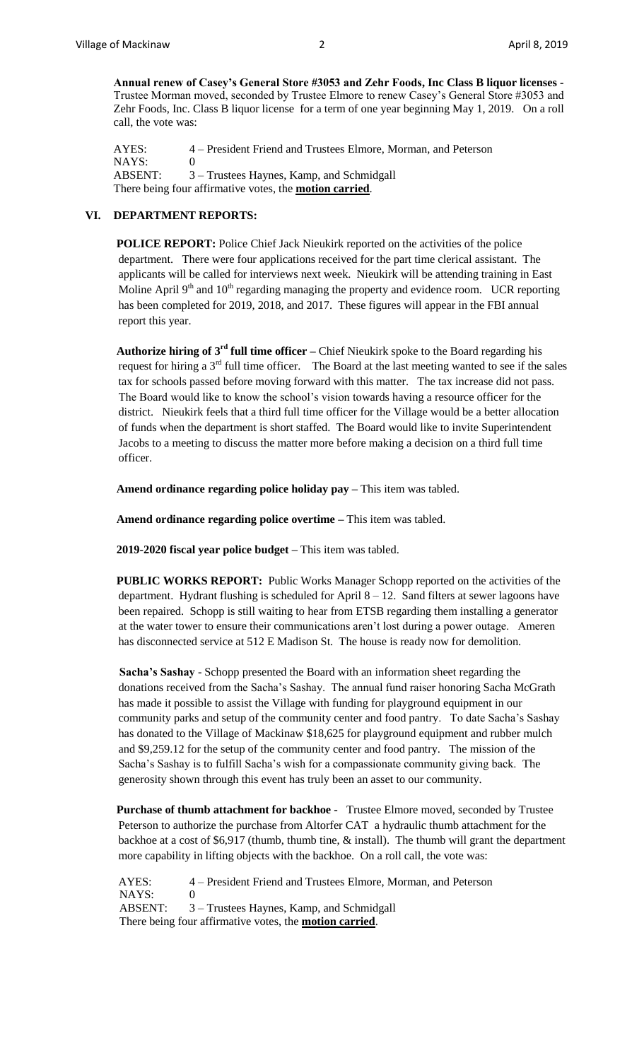**Annual renew of Casey's General Store #3053 and Zehr Foods, Inc Class B liquor licenses -** Trustee Morman moved, seconded by Trustee Elmore to renew Casey's General Store #3053 and Zehr Foods, Inc. Class B liquor license for a term of one year beginning May 1, 2019. On a roll call, the vote was:

AYES: 4 – President Friend and Trustees Elmore, Morman, and Peterson
NAYS: 0
ABSENT: 3 – Trustees Haynes, Kamp, and Schmidgall
There being four affirmative votes, the **motion carried**.

## VI. DEPARTMENT REPORTS:

**POLICE REPORT:** Police Chief Jack Nieukirk reported on the activities of the police department. There were four applications received for the part time clerical assistant. The applicants will be called for interviews next week. Nieukirk will be attending training in East Moline April 9th and 10th regarding managing the property and evidence room. UCR reporting has been completed for 2019, 2018, and 2017. These figures will appear in the FBI annual report this year.

**Authorize hiring of 3rd full time officer –** Chief Nieukirk spoke to the Board regarding his request for hiring a 3rd full time officer. The Board at the last meeting wanted to see if the sales tax for schools passed before moving forward with this matter. The tax increase did not pass. The Board would like to know the school's vision towards having a resource officer for the district. Nieukirk feels that a third full time officer for the Village would be a better allocation of funds when the department is short staffed. The Board would like to invite Superintendent Jacobs to a meeting to discuss the matter more before making a decision on a third full time officer.

**Amend ordinance regarding police holiday pay –** This item was tabled.

**Amend ordinance regarding police overtime –** This item was tabled.

**2019-2020 fiscal year police budget –** This item was tabled.

**PUBLIC WORKS REPORT:** Public Works Manager Schopp reported on the activities of the department. Hydrant flushing is scheduled for April 8 – 12. Sand filters at sewer lagoons have been repaired. Schopp is still waiting to hear from ETSB regarding them installing a generator at the water tower to ensure their communications aren't lost during a power outage. Ameren has disconnected service at 512 E Madison St. The house is ready now for demolition.

**Sacha's Sashay** - Schopp presented the Board with an information sheet regarding the donations received from the Sacha's Sashay. The annual fund raiser honoring Sacha McGrath has made it possible to assist the Village with funding for playground equipment in our community parks and setup of the community center and food pantry. To date Sacha's Sashay has donated to the Village of Mackinaw $18,625 for playground equipment and rubber mulch and $9,259.12 for the setup of the community center and food pantry. The mission of the Sacha's Sashay is to fulfill Sacha's wish for a compassionate community giving back. The generosity shown through this event has truly been an asset to our community.

**Purchase of thumb attachment for backhoe -** Trustee Elmore moved, seconded by Trustee Peterson to authorize the purchase from Altorfer CAT a hydraulic thumb attachment for the backhoe at a cost of $6,917 (thumb, thumb tine, & install). The thumb will grant the department more capability in lifting objects with the backhoe. On a roll call, the vote was:

AYES: 4 – President Friend and Trustees Elmore, Morman, and Peterson
NAYS: 0
ABSENT: 3 – Trustees Haynes, Kamp, and Schmidgall
There being four affirmative votes, the **motion carried**.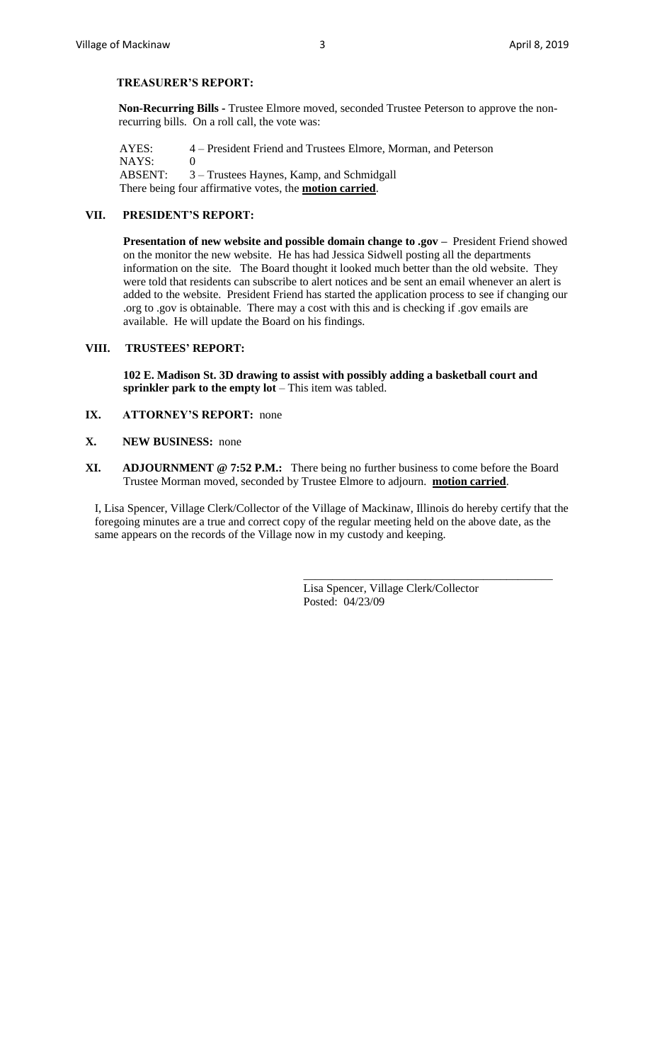### TREASURER'S REPORT:

**Non-Recurring Bills -** Trustee Elmore moved, seconded Trustee Peterson to approve the non-recurring bills. On a roll call, the vote was:

AYES: 4 – President Friend and Trustees Elmore, Morman, and Peterson
NAYS: 0
ABSENT: 3 – Trustees Haynes, Kamp, and Schmidgall
There being four affirmative votes, the **motion carried**.

### VII. PRESIDENT'S REPORT:

**Presentation of new website and possible domain change to .gov –** President Friend showed on the monitor the new website. He has had Jessica Sidwell posting all the departments information on the site. The Board thought it looked much better than the old website. They were told that residents can subscribe to alert notices and be sent an email whenever an alert is added to the website. President Friend has started the application process to see if changing our .org to .gov is obtainable. There may a cost with this and is checking if .gov emails are available. He will update the Board on his findings.

### VIII. TRUSTEES' REPORT:

**102 E. Madison St. 3D drawing to assist with possibly adding a basketball court and sprinkler park to the empty lot** – This item was tabled.

### IX. ATTORNEY'S REPORT: none

### X. NEW BUSINESS: none

### XI. ADJOURNMENT @ 7:52 P.M.:

There being no further business to come before the Board Trustee Morman moved, seconded by Trustee Elmore to adjourn. **motion carried**.

I, Lisa Spencer, Village Clerk/Collector of the Village of Mackinaw, Illinois do hereby certify that the foregoing minutes are a true and correct copy of the regular meeting held on the above date, as the same appears on the records of the Village now in my custody and keeping.

\_\_\_\_\_\_\_\_\_\_\_\_\_\_\_\_\_\_\_\_\_\_\_\_\_\_\_\_\_\_\_\_\_\_\_\_\_\_\_\_\_\_\_\_

Lisa Spencer, Village Clerk/Collector
Posted: 04/23/09